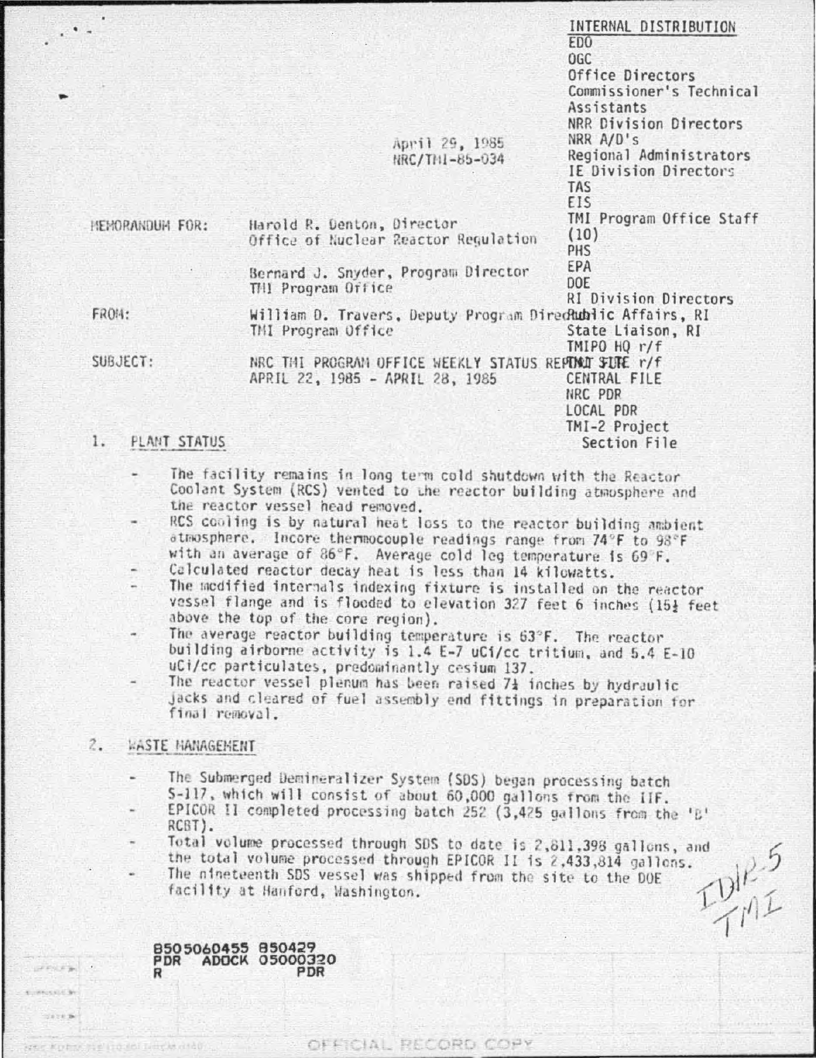INTERNAL DISTRIBUTION
EDO
OGC
Office Directors
Commissioner's Technical Assistants
NRR Division Directors
NRR A/D's
Regional Administrators
IE Division Directors
TAS
EIS
TMI Program Office Staff (10)
PHS
EPA
DOE
RI Division Directors
Public Affairs, RI
State Liaison, RI
TMIPO HQ r/f
TMI SITE r/f
CENTRAL FILE
NRC PDR
LOCAL PDR
TMI-2 Project Section File

April 29, 1985
NRC/TMI-85-034

MEMORANDUM FOR: Harold R. Denton, Director
Office of Nuclear Reactor Regulation

Bernard J. Snyder, Program Director
TMI Program Office

FROM: William D. Travers, Deputy Program Director
TMI Program Office

SUBJECT: NRC TMI PROGRAM OFFICE WEEKLY STATUS REPORT FOR
APRIL 22, 1985 - APRIL 28, 1985

## 1. PLANT STATUS

- The facility remains in long term cold shutdown with the Reactor Coolant System (RCS) vented to the reactor building atmosphere and the reactor vessel head removed.
- RCS cooling is by natural heat loss to the reactor building ambient atmosphere. Incore thermocouple readings range from 74°F to 98°F with an average of 86°F. Average cold leg temperature is 69°F.
- Calculated reactor decay heat is less than 14 kilowatts.
- The modified internals indexing fixture is installed on the reactor vessel flange and is flooded to elevation 327 feet 6 inches (15½ feet above the top of the core region).
- The average reactor building temperature is 63°F. The reactor building airborne activity is 1.4 E-7 uCi/cc tritium, and 5.4 E-10 uCi/cc particulates, predominantly cesium 137.
- The reactor vessel plenum has been raised 7½ inches by hydraulic jacks and cleared of fuel assembly end fittings in preparation for final removal.

## 2. WASTE MANAGEMENT

- The Submerged Demineralizer System (SDS) began processing batch S-117, which will consist of about 60,000 gallons from the IIF.
- EPICOR II completed processing batch 252 (3,425 gallons from the 'B' RCBT).
- Total volume processed through SDS to date is 2,811,398 gallons, and the total volume processed through EPICOR II is 2,433,814 gallons.
- The nineteenth SDS vessel was shipped from the site to the DOE facility at Hanford, Washington.

8505060455 850429
PDR ADOCK 05000320
R PDR

IDR-5
TMI

OFFICIAL RECORD COPY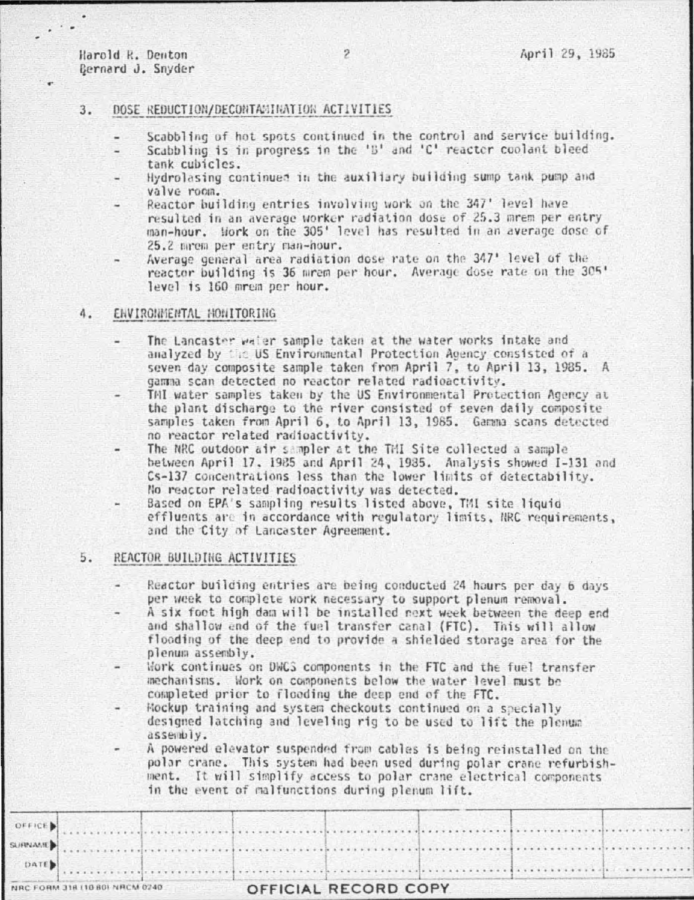## 3. DOSE REDUCTION/DECONTAMINATION ACTIVITIES

- Scabbling of hot spots continued in the control and service building.
- Scabbling is in progress in the 'B' and 'C' reactor coolant bleed tank cubicles.
- Hydrolasing continued in the auxiliary building sump tank pump and valve room.
- Reactor building entries involving work on the 347' level have resulted in an average worker radiation dose of 25.3 mrem per entry man-hour. Work on the 305' level has resulted in an average dose of 25.2 mrem per entry man-hour.
- Average general area radiation dose rate on the 347' level of the reactor building is 36 mrem per hour. Average dose rate on the 305' level is 160 mrem per hour.

## 4. ENVIRONMENTAL MONITORING

- The Lancaster water sample taken at the water works intake and analyzed by the US Environmental Protection Agency consisted of a seven day composite sample taken from April 7, to April 13, 1985. A gamma scan detected no reactor related radioactivity.
- TMI water samples taken by the US Environmental Protection Agency at the plant discharge to the river consisted of seven daily composite samples taken from April 6, to April 13, 1985. Gamma scans detected no reactor related radioactivity.
- The NRC outdoor air sampler at the TMI Site collected a sample between April 17, 1985 and April 24, 1985. Analysis showed I-131 and Cs-137 concentrations less than the lower limits of detectability. No reactor related radioactivity was detected.
- Based on EPA's sampling results listed above, TMI site liquid effluents are in accordance with regulatory limits, NRC requirements, and the City of Lancaster Agreement.

## 5. REACTOR BUILDING ACTIVITIES

- Reactor building entries are being conducted 24 hours per day 6 days per week to complete work necessary to support plenum removal.
- A six foot high dam will be installed next week between the deep end and shallow end of the fuel transfer canal (FTC). This will allow flooding of the deep end to provide a shielded storage area for the plenum assembly.
- Work continues on DWCS components in the FTC and the fuel transfer mechanisms. Work on components below the water level must be completed prior to flooding the deep end of the FTC.
- Mockup training and system checkouts continued on a specially designed latching and leveling rig to be used to lift the plenum assembly.
- A powered elevator suspended from cables is being reinstalled on the polar crane. This system had been used during polar crane refurbishment. It will simplify access to polar crane electrical components in the event of malfunctions during plenum lift.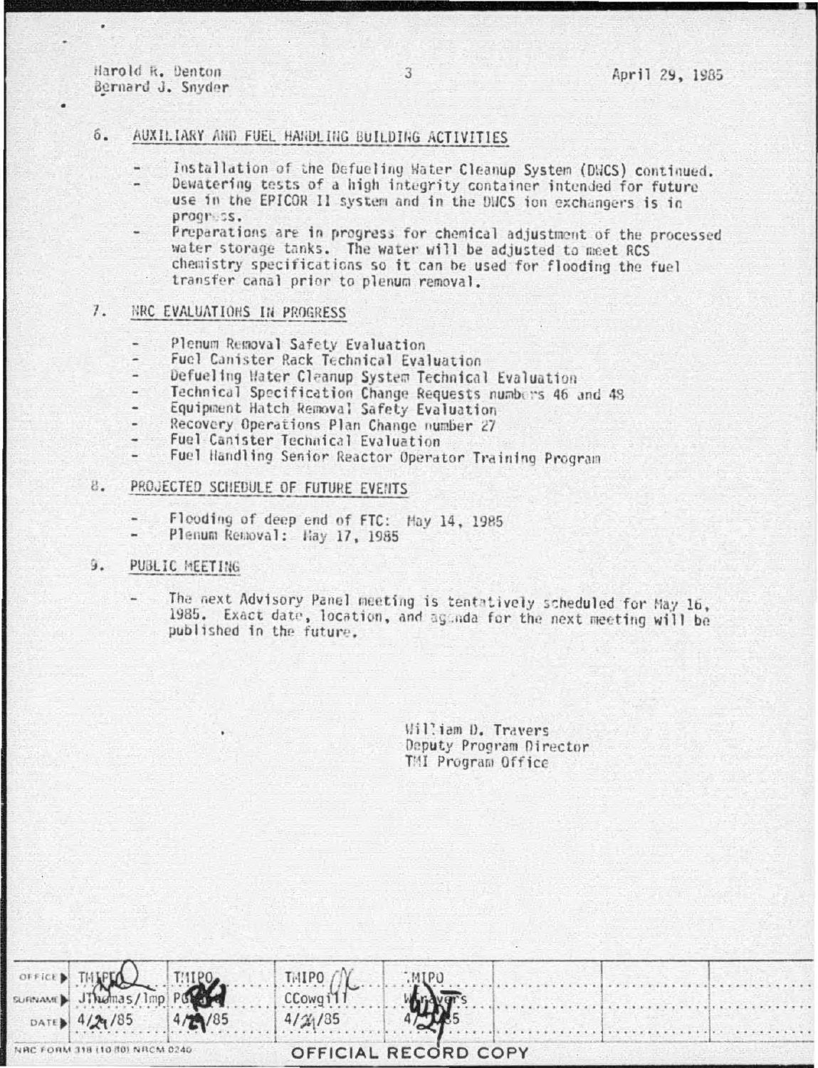Harold R. Denton
Bernard J. Snyder

April 29, 1985

6. AUXILIARY AND FUEL HANDLING BUILDING ACTIVITIES

- Installation of the Defueling Water Cleanup System (DWCS) continued.
- Dewatering tests of a high integrity container intended for future use in the EPICOR II system and in the DWCS ion exchangers is in progress.
- Preparations are in progress for chemical adjustment of the processed water storage tanks. The water will be adjusted to meet RCS chemistry specifications so it can be used for flooding the fuel transfer canal prior to plenum removal.

7. NRC EVALUATIONS IN PROGRESS

- Plenum Removal Safety Evaluation
- Fuel Canister Rack Technical Evaluation
- Defueling Water Cleanup System Technical Evaluation
- Technical Specification Change Requests numbers 46 and 48
- Equipment Hatch Removal Safety Evaluation
- Recovery Operations Plan Change number 27
- Fuel Canister Technical Evaluation
- Fuel Handling Senior Reactor Operator Training Program

8. PROJECTED SCHEDULE OF FUTURE EVENTS

- Flooding of deep end of FTC: May 14, 1985
- Plenum Removal: May 17, 1985

9. PUBLIC MEETING

- The next Advisory Panel meeting is tentatively scheduled for May 16, 1985. Exact date, location, and agenda for the next meeting will be published in the future.

William D. Travers
Deputy Program Director
TMI Program Office

| | | | | | | | |
|---|---|---|---|---|---|---|---|
| OFFICE | TMIPO | TMIPO | TMIPO | TMIPO | | | |
| SURNAME | JThomas/lmp | PGrant | CCowgill | WTravers | | | |
| DATE | 4/29/85 | 4/29/85 | 4/29/85 | 4/29/85 | | | |

NRC FORM 318 (10/80) NRCM 0240

OFFICIAL RECORD COPY